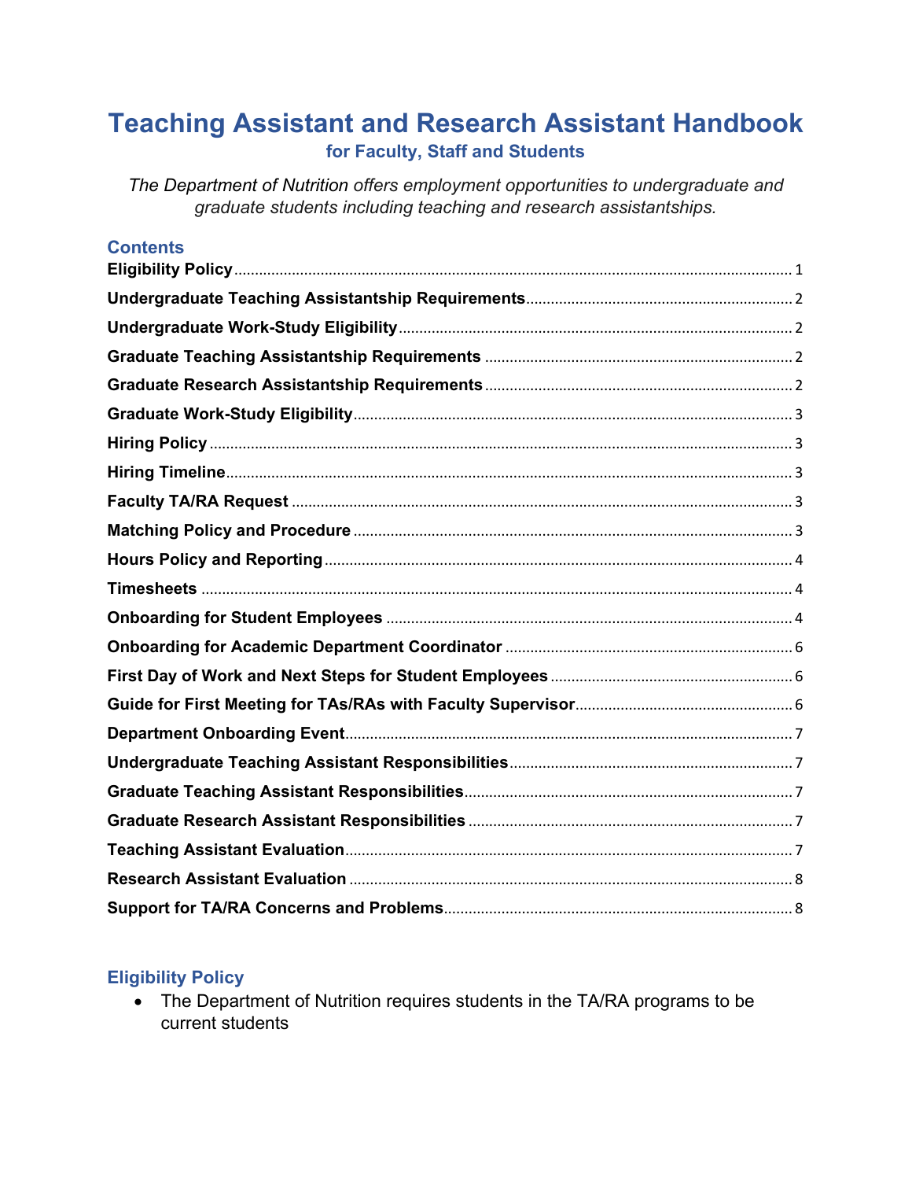# Teaching Assistant and Research Assistant Handbook

### for Faculty, Staff and Students

*The Department of Nutrition offers employment opportunities to undergraduate and graduate students including teaching and research assistantships.*

## Contents

**Eligibility Policy** ..... 1
**Undergraduate Teaching Assistantship Requirements** ..... 2
**Undergraduate Work-Study Eligibility** ..... 2
**Graduate Teaching Assistantship Requirements** ..... 2
**Graduate Research Assistantship Requirements** ..... 2
**Graduate Work-Study Eligibility** ..... 3
**Hiring Policy** ..... 3
**Hiring Timeline** ..... 3
**Faculty TA/RA Request** ..... 3
**Matching Policy and Procedure** ..... 3
**Hours Policy and Reporting** ..... 4
**Timesheets** ..... 4
**Onboarding for Student Employees** ..... 4
**Onboarding for Academic Department Coordinator** ..... 6
**First Day of Work and Next Steps for Student Employees** ..... 6
**Guide for First Meeting for TAs/RAs with Faculty Supervisor** ..... 6
**Department Onboarding Event** ..... 7
**Undergraduate Teaching Assistant Responsibilities** ..... 7
**Graduate Teaching Assistant Responsibilities** ..... 7
**Graduate Research Assistant Responsibilities** ..... 7
**Teaching Assistant Evaluation** ..... 7
**Research Assistant Evaluation** ..... 8
**Support for TA/RA Concerns and Problems** ..... 8

## Eligibility Policy

- The Department of Nutrition requires students in the TA/RA programs to be current students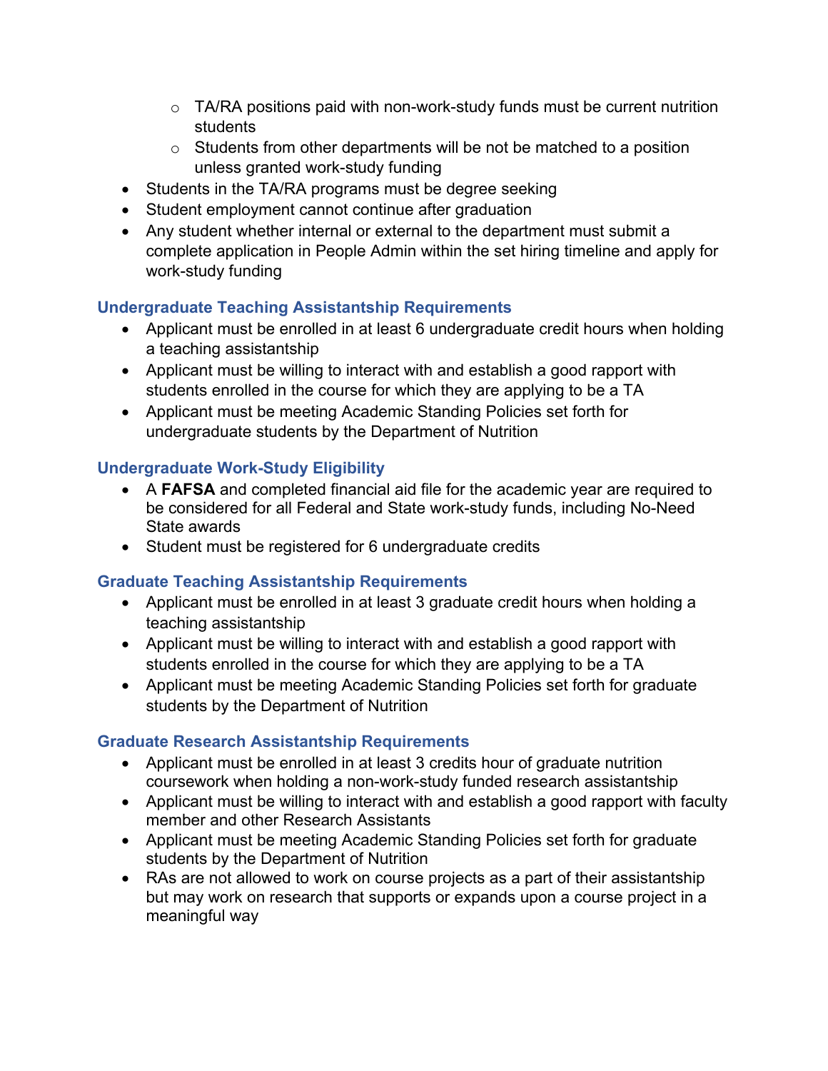- TA/RA positions paid with non-work-study funds must be current nutrition students
  - Students from other departments will be not be matched to a position unless granted work-study funding
- Students in the TA/RA programs must be degree seeking
- Student employment cannot continue after graduation
- Any student whether internal or external to the department must submit a complete application in People Admin within the set hiring timeline and apply for work-study funding

### Undergraduate Teaching Assistantship Requirements

- Applicant must be enrolled in at least 6 undergraduate credit hours when holding a teaching assistantship
- Applicant must be willing to interact with and establish a good rapport with students enrolled in the course for which they are applying to be a TA
- Applicant must be meeting Academic Standing Policies set forth for undergraduate students by the Department of Nutrition

### Undergraduate Work-Study Eligibility

- A **FAFSA** and completed financial aid file for the academic year are required to be considered for all Federal and State work-study funds, including No-Need State awards
- Student must be registered for 6 undergraduate credits

### Graduate Teaching Assistantship Requirements

- Applicant must be enrolled in at least 3 graduate credit hours when holding a teaching assistantship
- Applicant must be willing to interact with and establish a good rapport with students enrolled in the course for which they are applying to be a TA
- Applicant must be meeting Academic Standing Policies set forth for graduate students by the Department of Nutrition

### Graduate Research Assistantship Requirements

- Applicant must be enrolled in at least 3 credits hour of graduate nutrition coursework when holding a non-work-study funded research assistantship
- Applicant must be willing to interact with and establish a good rapport with faculty member and other Research Assistants
- Applicant must be meeting Academic Standing Policies set forth for graduate students by the Department of Nutrition
- RAs are not allowed to work on course projects as a part of their assistantship but may work on research that supports or expands upon a course project in a meaningful way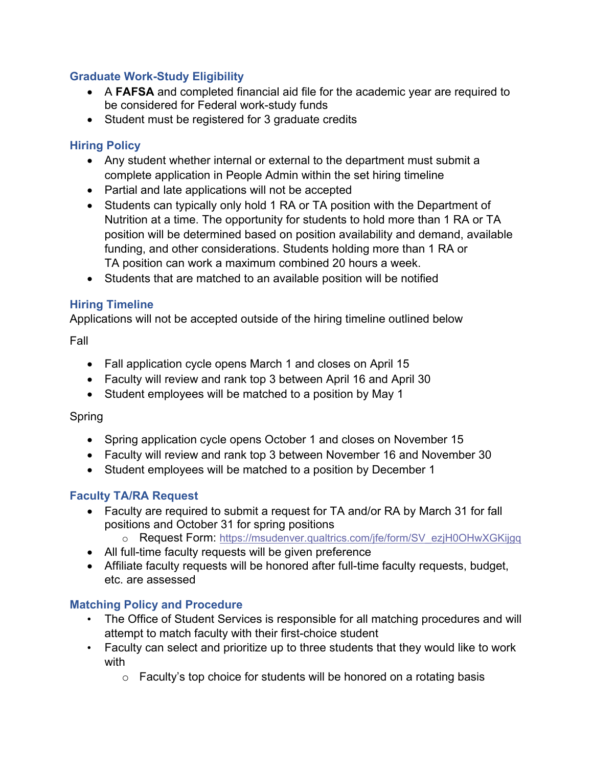## Graduate Work-Study Eligibility

- A **FAFSA** and completed financial aid file for the academic year are required to be considered for Federal work-study funds
- Student must be registered for 3 graduate credits

## Hiring Policy

- Any student whether internal or external to the department must submit a complete application in People Admin within the set hiring timeline
- Partial and late applications will not be accepted
- Students can typically only hold 1 RA or TA position with the Department of Nutrition at a time. The opportunity for students to hold more than 1 RA or TA position will be determined based on position availability and demand, available funding, and other considerations. Students holding more than 1 RA or TA position can work a maximum combined 20 hours a week.
- Students that are matched to an available position will be notified

## Hiring Timeline

Applications will not be accepted outside of the hiring timeline outlined below

Fall

- Fall application cycle opens March 1 and closes on April 15
- Faculty will review and rank top 3 between April 16 and April 30
- Student employees will be matched to a position by May 1

Spring

- Spring application cycle opens October 1 and closes on November 15
- Faculty will review and rank top 3 between November 16 and November 30
- Student employees will be matched to a position by December 1

## Faculty TA/RA Request

- Faculty are required to submit a request for TA and/or RA by March 31 for fall positions and October 31 for spring positions
  - Request Form: https://msudenver.qualtrics.com/jfe/form/SV_ezjH0OHwXGKijgq
- All full-time faculty requests will be given preference
- Affiliate faculty requests will be honored after full-time faculty requests, budget, etc. are assessed

## Matching Policy and Procedure

- The Office of Student Services is responsible for all matching procedures and will attempt to match faculty with their first-choice student
- Faculty can select and prioritize up to three students that they would like to work with
  - Faculty's top choice for students will be honored on a rotating basis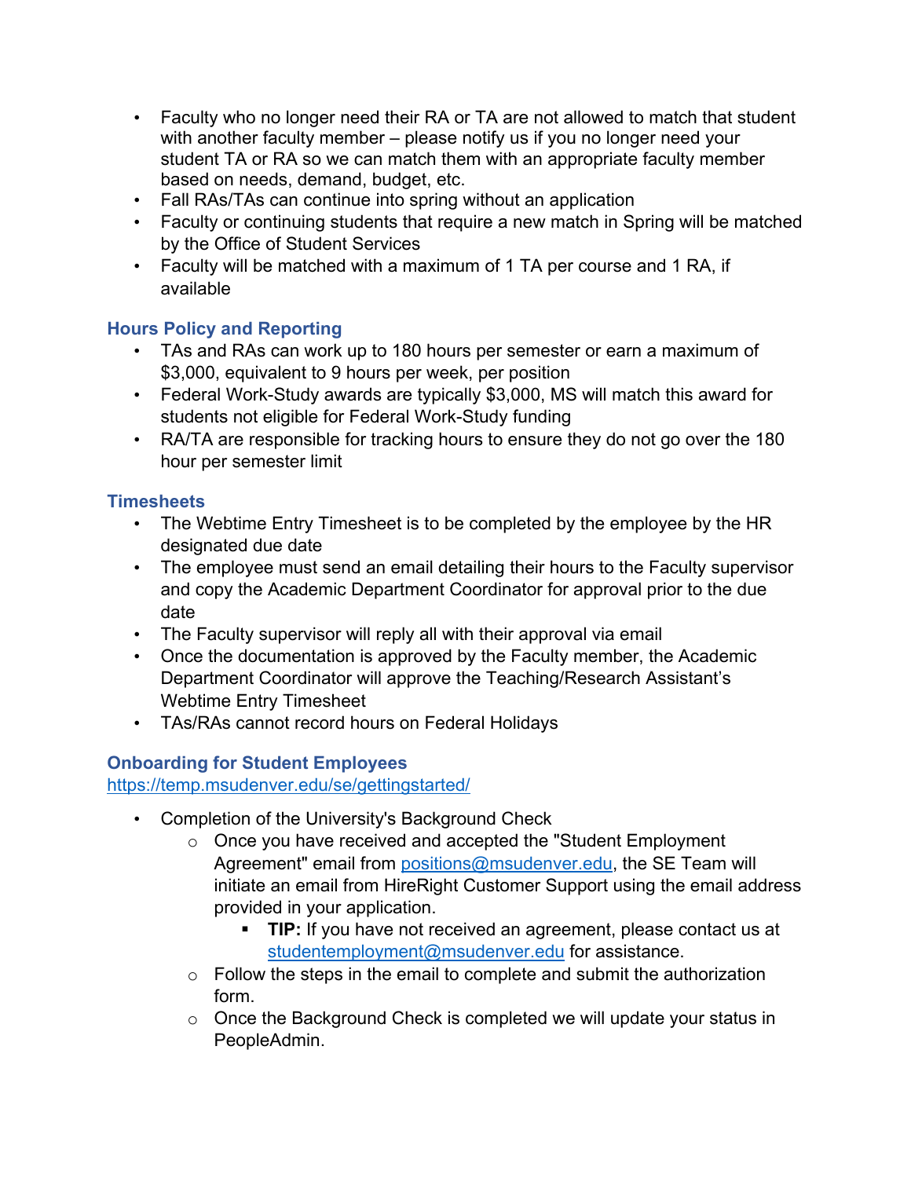- Faculty who no longer need their RA or TA are not allowed to match that student with another faculty member – please notify us if you no longer need your student TA or RA so we can match them with an appropriate faculty member based on needs, demand, budget, etc.
- Fall RAs/TAs can continue into spring without an application
- Faculty or continuing students that require a new match in Spring will be matched by the Office of Student Services
- Faculty will be matched with a maximum of 1 TA per course and 1 RA, if available

### Hours Policy and Reporting

- TAs and RAs can work up to 180 hours per semester or earn a maximum of $3,000, equivalent to 9 hours per week, per position
- Federal Work-Study awards are typically $3,000, MS will match this award for students not eligible for Federal Work-Study funding
- RA/TA are responsible for tracking hours to ensure they do not go over the 180 hour per semester limit

### Timesheets

- The Webtime Entry Timesheet is to be completed by the employee by the HR designated due date
- The employee must send an email detailing their hours to the Faculty supervisor and copy the Academic Department Coordinator for approval prior to the due date
- The Faculty supervisor will reply all with their approval via email
- Once the documentation is approved by the Faculty member, the Academic Department Coordinator will approve the Teaching/Research Assistant's Webtime Entry Timesheet
- TAs/RAs cannot record hours on Federal Holidays

### Onboarding for Student Employees

[https://temp.msudenver.edu/se/gettingstarted/](https://temp.msudenver.edu/se/gettingstarted/)

- Completion of the University's Background Check
  - Once you have received and accepted the "Student Employment Agreement" email from [positions@msudenver.edu](mailto:positions@msudenver.edu), the SE Team will initiate an email from HireRight Customer Support using the email address provided in your application.
    - **TIP:** If you have not received an agreement, please contact us at [studentemployment@msudenver.edu](mailto:studentemployment@msudenver.edu) for assistance.
  - Follow the steps in the email to complete and submit the authorization form.
  - Once the Background Check is completed we will update your status in PeopleAdmin.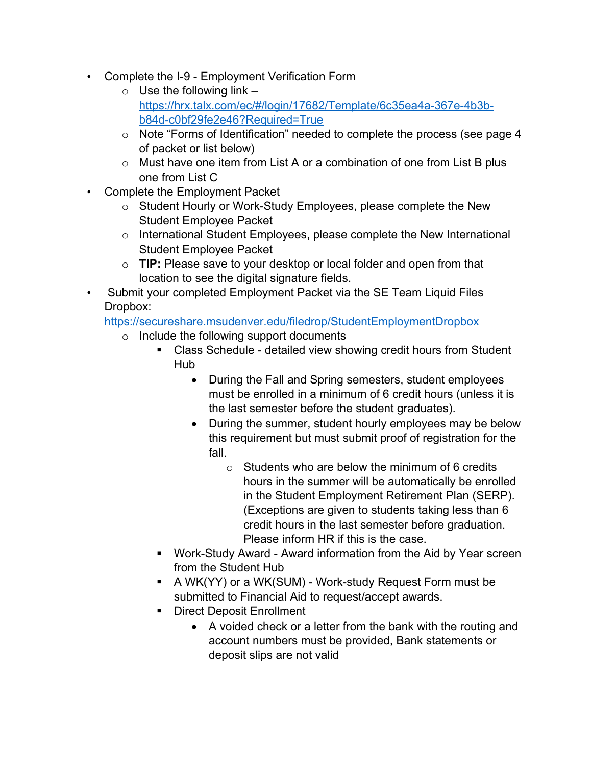- Complete the I-9 - Employment Verification Form
    - Use the following link – [https://hrx.talx.com/ec/#/login/17682/Template/6c35ea4a-367e-4b3b-b84d-c0bf29fe2e46?Required=True](https://hrx.talx.com/ec/#/login/17682/Template/6c35ea4a-367e-4b3b-b84d-c0bf29fe2e46?Required=True)
    - Note "Forms of Identification" needed to complete the process (see page 4 of packet or list below)
    - Must have one item from List A or a combination of one from List B plus one from List C
- Complete the Employment Packet
    - Student Hourly or Work-Study Employees, please complete the New Student Employee Packet
    - International Student Employees, please complete the New International Student Employee Packet
    - **TIP:** Please save to your desktop or local folder and open from that location to see the digital signature fields.
- Submit your completed Employment Packet via the SE Team Liquid Files Dropbox: [https://secureshare.msudenver.edu/filedrop/StudentEmploymentDropbox](https://secureshare.msudenver.edu/filedrop/StudentEmploymentDropbox)
    - Include the following support documents
        - Class Schedule - detailed view showing credit hours from Student Hub
            - During the Fall and Spring semesters, student employees must be enrolled in a minimum of 6 credit hours (unless it is the last semester before the student graduates).
            - During the summer, student hourly employees may be below this requirement but must submit proof of registration for the fall.
                - Students who are below the minimum of 6 credits hours in the summer will be automatically be enrolled in the Student Employment Retirement Plan (SERP). (Exceptions are given to students taking less than 6 credit hours in the last semester before graduation. Please inform HR if this is the case.
        - Work-Study Award - Award information from the Aid by Year screen from the Student Hub
        - A WK(YY) or a WK(SUM) - Work-study Request Form must be submitted to Financial Aid to request/accept awards.
        - Direct Deposit Enrollment
            - A voided check or a letter from the bank with the routing and account numbers must be provided, Bank statements or deposit slips are not valid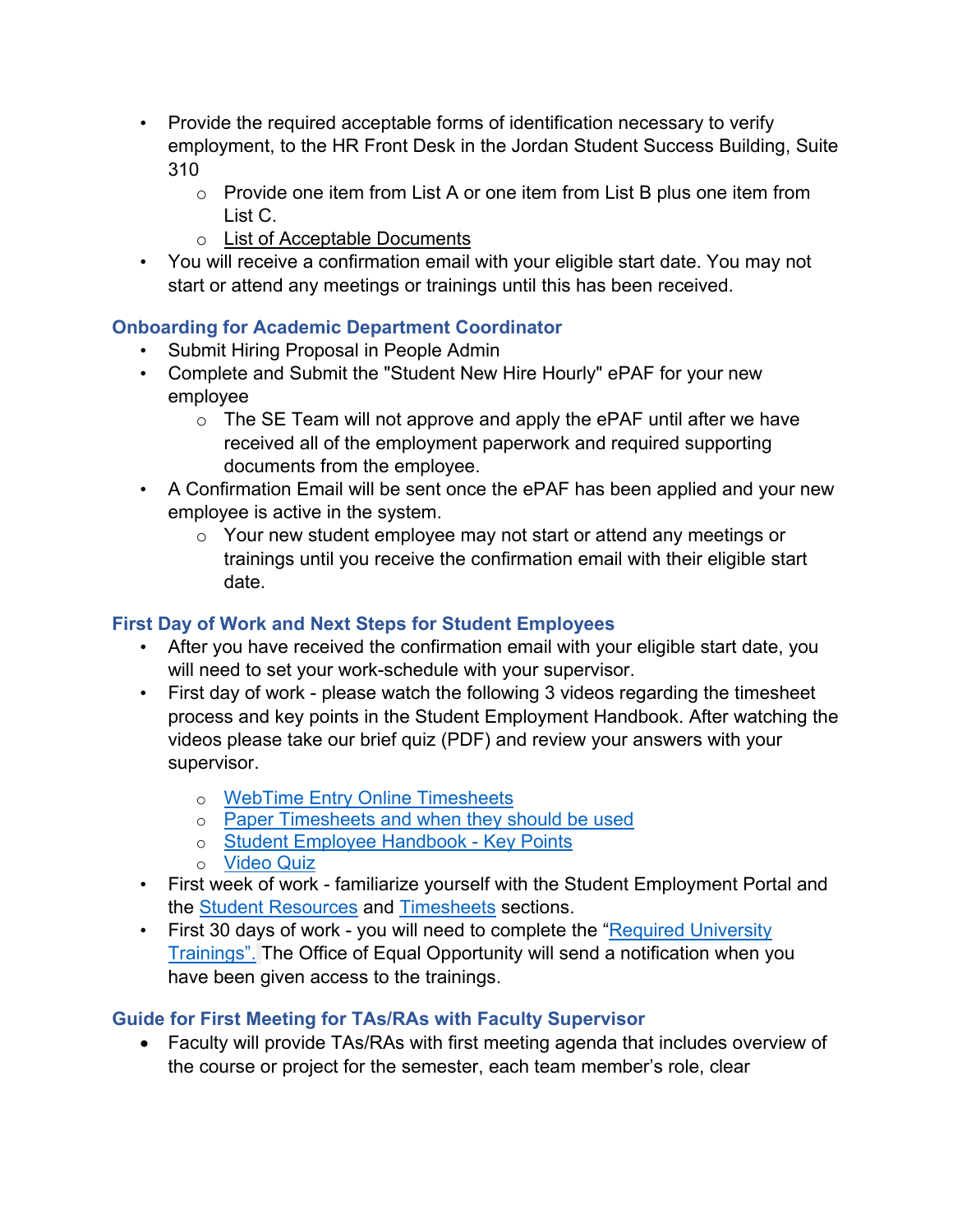- Provide the required acceptable forms of identification necessary to verify employment, to the HR Front Desk in the Jordan Student Success Building, Suite 310
  - Provide one item from List A or one item from List B plus one item from List C.
  - List of Acceptable Documents
- You will receive a confirmation email with your eligible start date. You may not start or attend any meetings or trainings until this has been received.

### Onboarding for Academic Department Coordinator

- Submit Hiring Proposal in People Admin
- Complete and Submit the "Student New Hire Hourly" ePAF for your new employee
  - The SE Team will not approve and apply the ePAF until after we have received all of the employment paperwork and required supporting documents from the employee.
- A Confirmation Email will be sent once the ePAF has been applied and your new employee is active in the system.
  - Your new student employee may not start or attend any meetings or trainings until you receive the confirmation email with their eligible start date.

### First Day of Work and Next Steps for Student Employees

- After you have received the confirmation email with your eligible start date, you will need to set your work-schedule with your supervisor.
- First day of work - please watch the following 3 videos regarding the timesheet process and key points in the Student Employment Handbook. After watching the videos please take our brief quiz (PDF) and review your answers with your supervisor.
  - WebTime Entry Online Timesheets
  - Paper Timesheets and when they should be used
  - Student Employee Handbook - Key Points
  - Video Quiz
- First week of work - familiarize yourself with the Student Employment Portal and the Student Resources and Timesheets sections.
- First 30 days of work - you will need to complete the "Required University Trainings". The Office of Equal Opportunity will send a notification when you have been given access to the trainings.

### Guide for First Meeting for TAs/RAs with Faculty Supervisor

- Faculty will provide TAs/RAs with first meeting agenda that includes overview of the course or project for the semester, each team member's role, clear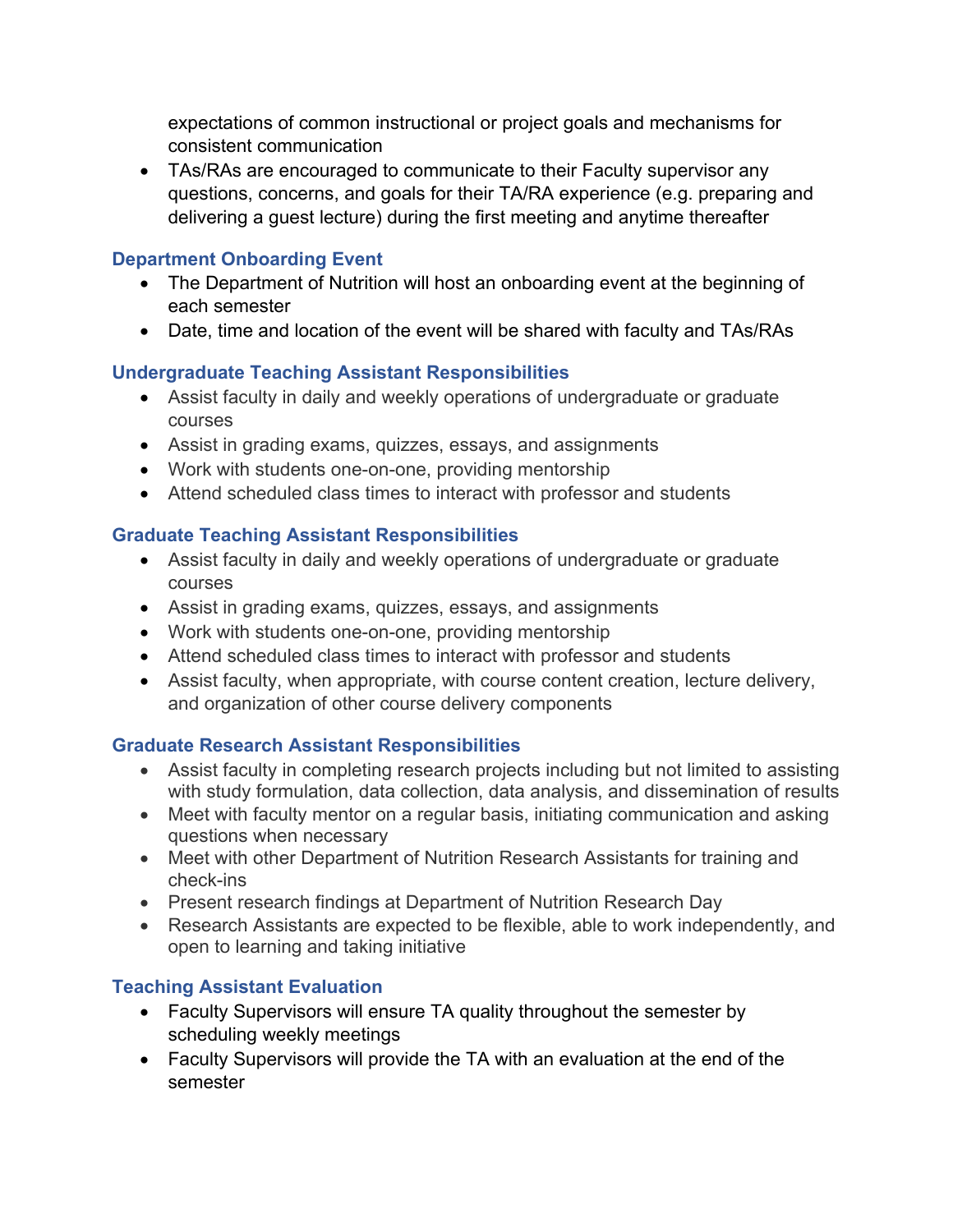expectations of common instructional or project goals and mechanisms for consistent communication

- TAs/RAs are encouraged to communicate to their Faculty supervisor any questions, concerns, and goals for their TA/RA experience (e.g. preparing and delivering a guest lecture) during the first meeting and anytime thereafter

### Department Onboarding Event

- The Department of Nutrition will host an onboarding event at the beginning of each semester
- Date, time and location of the event will be shared with faculty and TAs/RAs

### Undergraduate Teaching Assistant Responsibilities

- Assist faculty in daily and weekly operations of undergraduate or graduate courses
- Assist in grading exams, quizzes, essays, and assignments
- Work with students one-on-one, providing mentorship
- Attend scheduled class times to interact with professor and students

### Graduate Teaching Assistant Responsibilities

- Assist faculty in daily and weekly operations of undergraduate or graduate courses
- Assist in grading exams, quizzes, essays, and assignments
- Work with students one-on-one, providing mentorship
- Attend scheduled class times to interact with professor and students
- Assist faculty, when appropriate, with course content creation, lecture delivery, and organization of other course delivery components

### Graduate Research Assistant Responsibilities

- Assist faculty in completing research projects including but not limited to assisting with study formulation, data collection, data analysis, and dissemination of results
- Meet with faculty mentor on a regular basis, initiating communication and asking questions when necessary
- Meet with other Department of Nutrition Research Assistants for training and check-ins
- Present research findings at Department of Nutrition Research Day
- Research Assistants are expected to be flexible, able to work independently, and open to learning and taking initiative

### Teaching Assistant Evaluation

- Faculty Supervisors will ensure TA quality throughout the semester by scheduling weekly meetings
- Faculty Supervisors will provide the TA with an evaluation at the end of the semester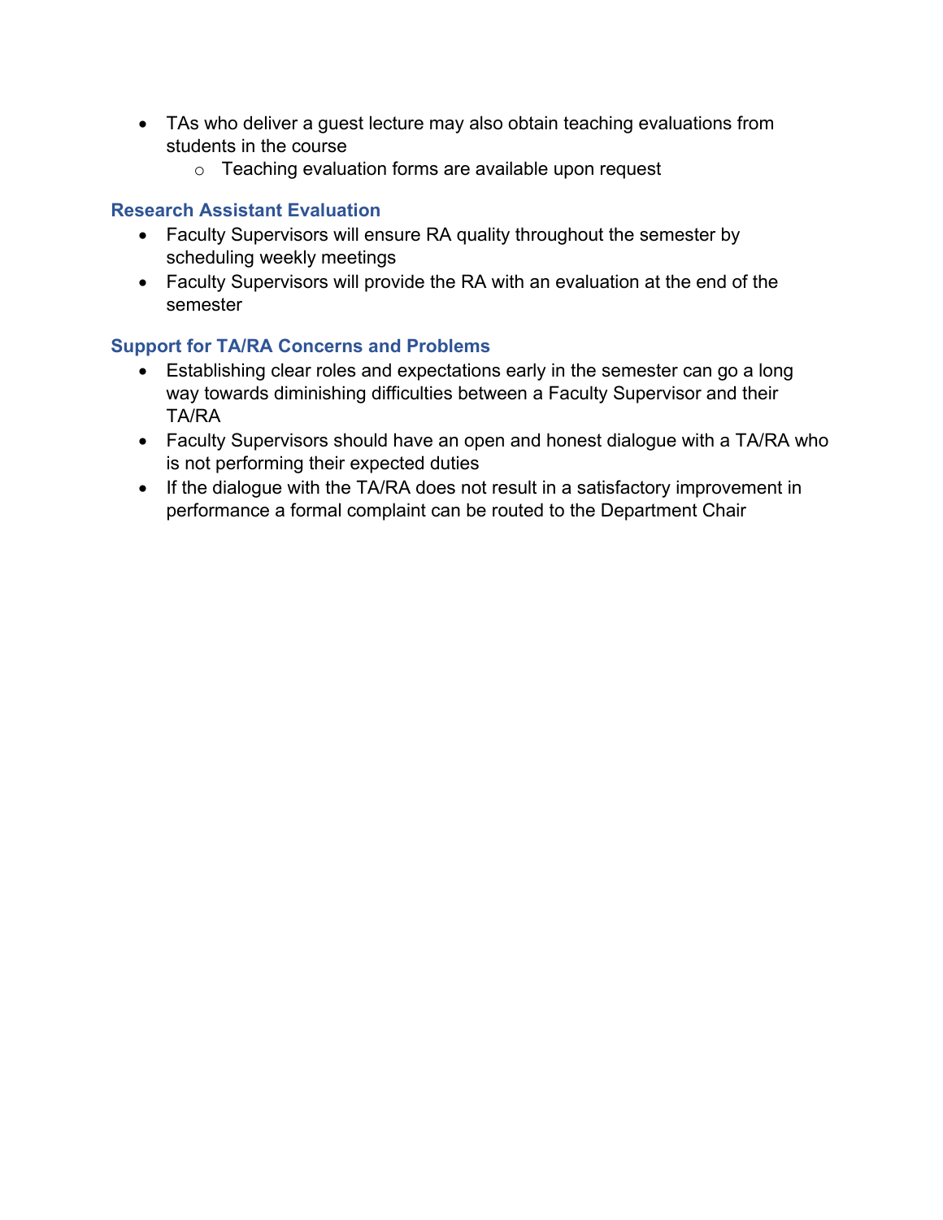- TAs who deliver a guest lecture may also obtain teaching evaluations from students in the course
    - Teaching evaluation forms are available upon request

### Research Assistant Evaluation

- Faculty Supervisors will ensure RA quality throughout the semester by scheduling weekly meetings
- Faculty Supervisors will provide the RA with an evaluation at the end of the semester

### Support for TA/RA Concerns and Problems

- Establishing clear roles and expectations early in the semester can go a long way towards diminishing difficulties between a Faculty Supervisor and their TA/RA
- Faculty Supervisors should have an open and honest dialogue with a TA/RA who is not performing their expected duties
- If the dialogue with the TA/RA does not result in a satisfactory improvement in performance a formal complaint can be routed to the Department Chair